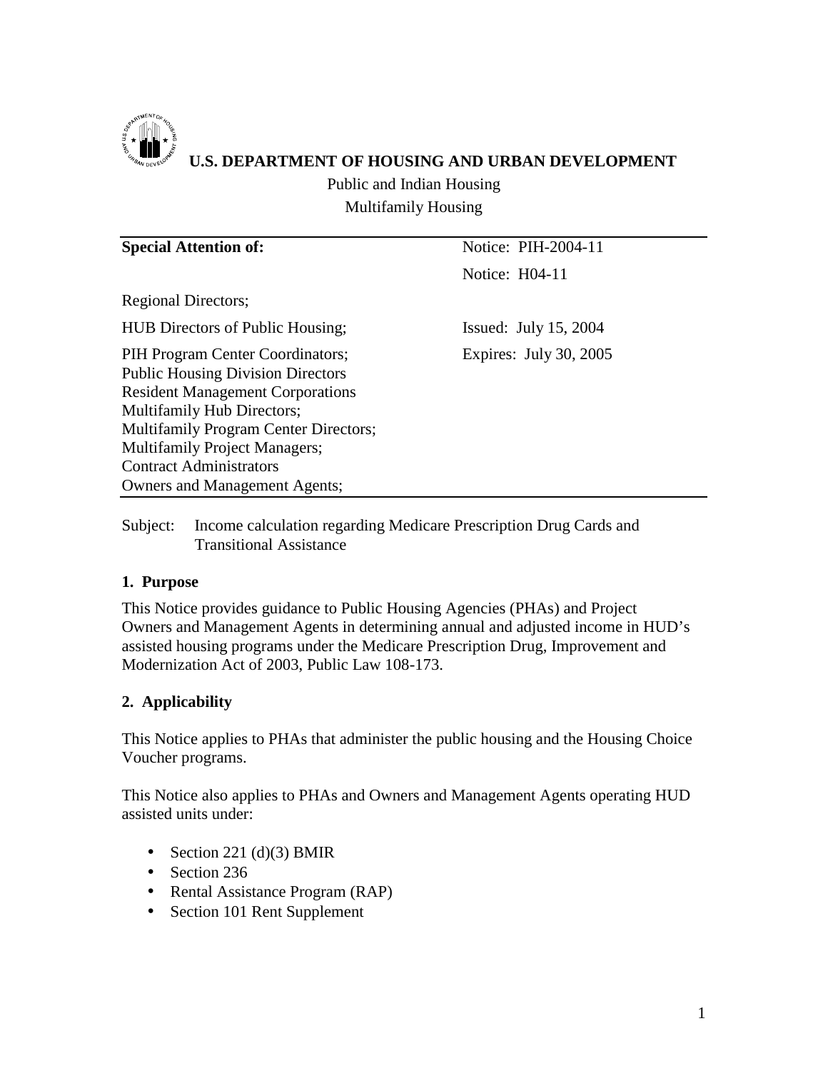**U.S. DEPARTMENT OF HOUSING AND URBAN DEVELOPMENT**

Public and Indian Housing
Multifamily Housing

| **Special Attention of:** | Notice: PIH-2004-11 |
|---|---|
| | Notice: H04-11 |
| Regional Directors; | |
| HUB Directors of Public Housing; | Issued: July 15, 2004 |
| PIH Program Center Coordinators; Public Housing Division Directors Resident Management Corporations Multifamily Hub Directors; Multifamily Program Center Directors; Multifamily Project Managers; Contract Administrators Owners and Management Agents; | Expires: July 30, 2005 |

Subject: Income calculation regarding Medicare Prescription Drug Cards and Transitional Assistance

## 1. Purpose

This Notice provides guidance to Public Housing Agencies (PHAs) and Project Owners and Management Agents in determining annual and adjusted income in HUD's assisted housing programs under the Medicare Prescription Drug, Improvement and Modernization Act of 2003, Public Law 108-173.

## 2. Applicability

This Notice applies to PHAs that administer the public housing and the Housing Choice Voucher programs.

This Notice also applies to PHAs and Owners and Management Agents operating HUD assisted units under:

- Section 221 (d)(3) BMIR
- Section 236
- Rental Assistance Program (RAP)
- Section 101 Rent Supplement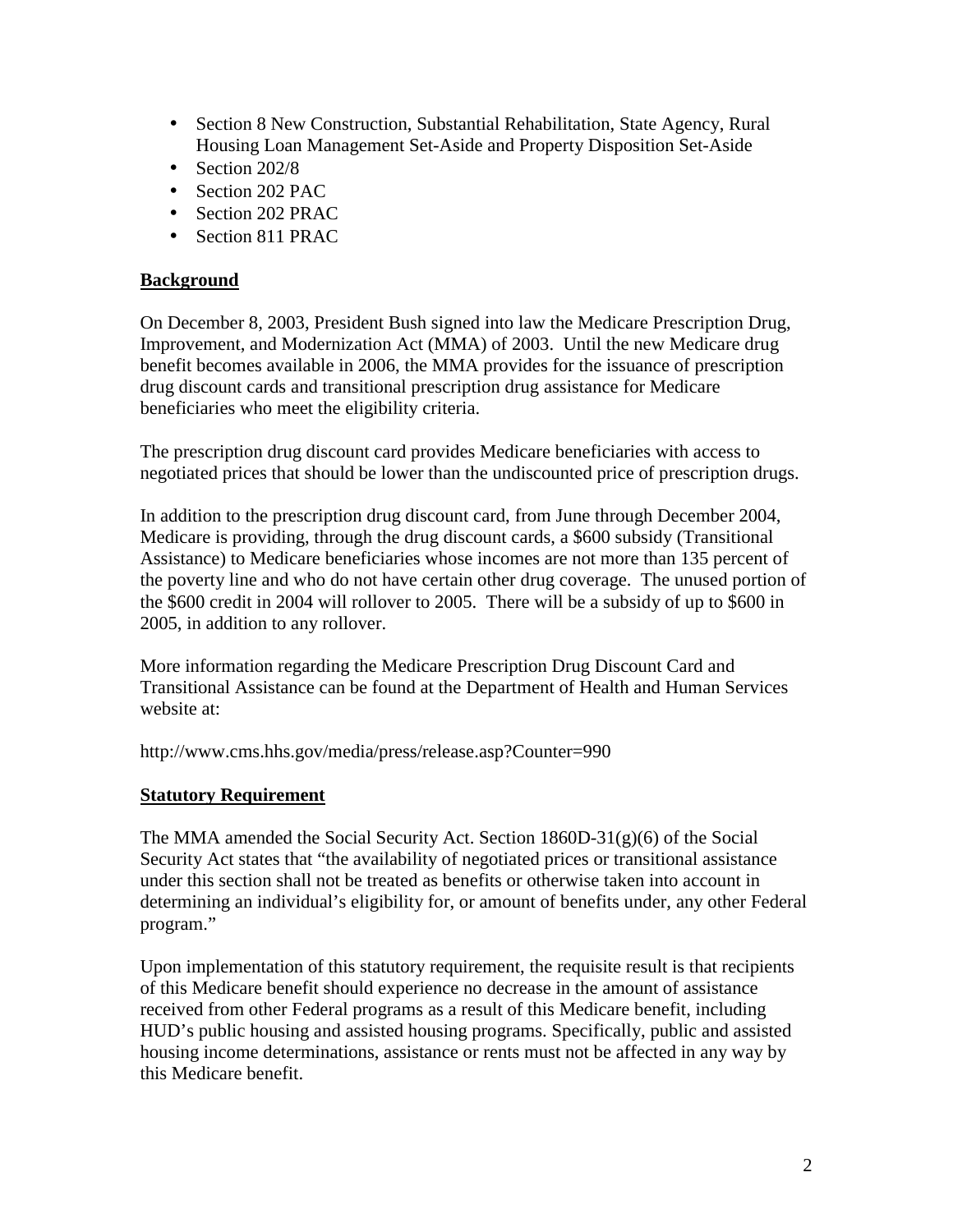- Section 8 New Construction, Substantial Rehabilitation, State Agency, Rural Housing Loan Management Set-Aside and Property Disposition Set-Aside
- Section 202/8
- Section 202 PAC
- Section 202 PRAC
- Section 811 PRAC

**Background**

On December 8, 2003, President Bush signed into law the Medicare Prescription Drug, Improvement, and Modernization Act (MMA) of 2003. Until the new Medicare drug benefit becomes available in 2006, the MMA provides for the issuance of prescription drug discount cards and transitional prescription drug assistance for Medicare beneficiaries who meet the eligibility criteria.

The prescription drug discount card provides Medicare beneficiaries with access to negotiated prices that should be lower than the undiscounted price of prescription drugs.

In addition to the prescription drug discount card, from June through December 2004, Medicare is providing, through the drug discount cards, a $600 subsidy (Transitional Assistance) to Medicare beneficiaries whose incomes are not more than 135 percent of the poverty line and who do not have certain other drug coverage. The unused portion of the $600 credit in 2004 will rollover to 2005. There will be a subsidy of up to $600 in 2005, in addition to any rollover.

More information regarding the Medicare Prescription Drug Discount Card and Transitional Assistance can be found at the Department of Health and Human Services website at:

http://www.cms.hhs.gov/media/press/release.asp?Counter=990

**Statutory Requirement**

The MMA amended the Social Security Act. Section 1860D-31(g)(6) of the Social Security Act states that "the availability of negotiated prices or transitional assistance under this section shall not be treated as benefits or otherwise taken into account in determining an individual's eligibility for, or amount of benefits under, any other Federal program."

Upon implementation of this statutory requirement, the requisite result is that recipients of this Medicare benefit should experience no decrease in the amount of assistance received from other Federal programs as a result of this Medicare benefit, including HUD's public housing and assisted housing programs. Specifically, public and assisted housing income determinations, assistance or rents must not be affected in any way by this Medicare benefit.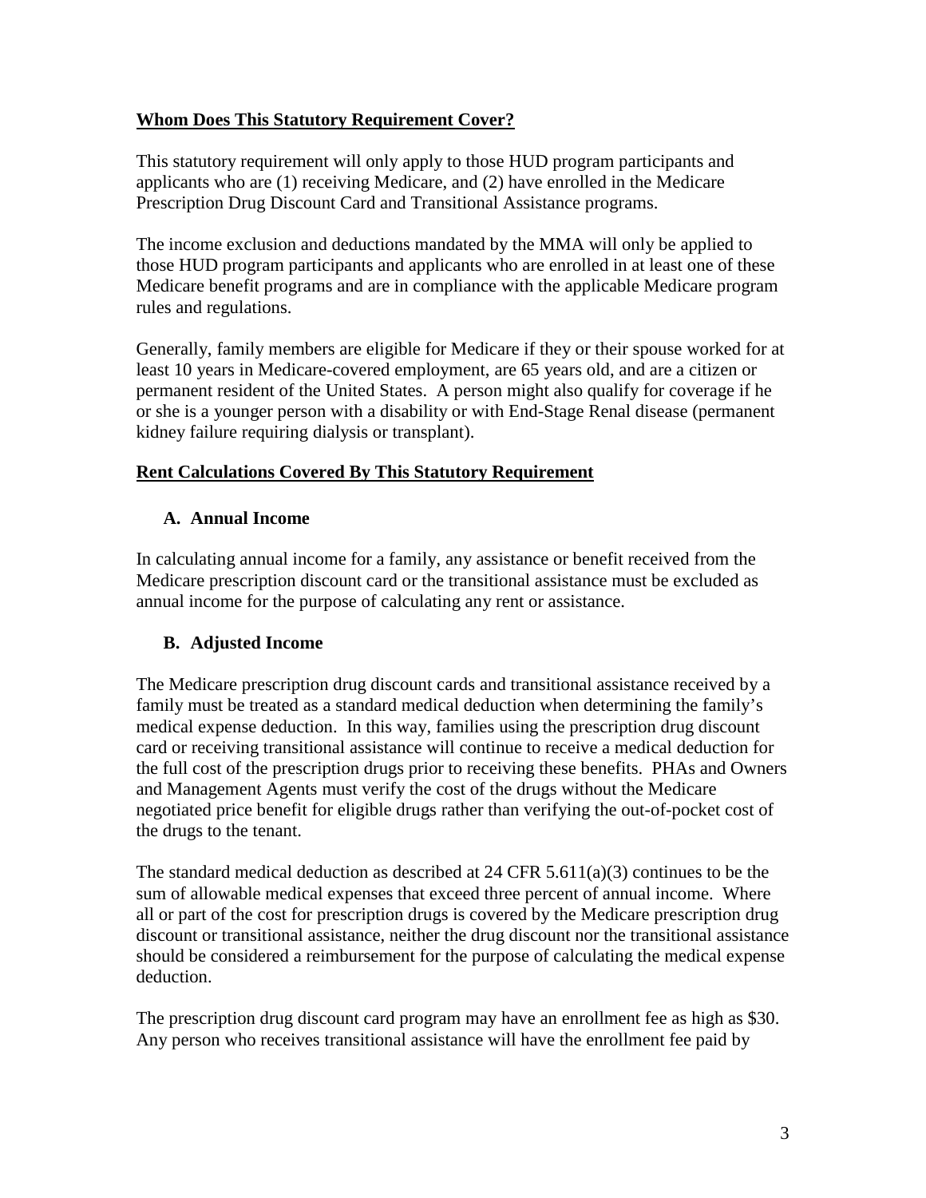## **Whom Does This Statutory Requirement Cover?**

This statutory requirement will only apply to those HUD program participants and applicants who are (1) receiving Medicare, and (2) have enrolled in the Medicare Prescription Drug Discount Card and Transitional Assistance programs.

The income exclusion and deductions mandated by the MMA will only be applied to those HUD program participants and applicants who are enrolled in at least one of these Medicare benefit programs and are in compliance with the applicable Medicare program rules and regulations.

Generally, family members are eligible for Medicare if they or their spouse worked for at least 10 years in Medicare-covered employment, are 65 years old, and are a citizen or permanent resident of the United States. A person might also qualify for coverage if he or she is a younger person with a disability or with End-Stage Renal disease (permanent kidney failure requiring dialysis or transplant).

## **Rent Calculations Covered By This Statutory Requirement**

### **A. Annual Income**

In calculating annual income for a family, any assistance or benefit received from the Medicare prescription discount card or the transitional assistance must be excluded as annual income for the purpose of calculating any rent or assistance.

### **B. Adjusted Income**

The Medicare prescription drug discount cards and transitional assistance received by a family must be treated as a standard medical deduction when determining the family's medical expense deduction. In this way, families using the prescription drug discount card or receiving transitional assistance will continue to receive a medical deduction for the full cost of the prescription drugs prior to receiving these benefits. PHAs and Owners and Management Agents must verify the cost of the drugs without the Medicare negotiated price benefit for eligible drugs rather than verifying the out-of-pocket cost of the drugs to the tenant.

The standard medical deduction as described at 24 CFR 5.611(a)(3) continues to be the sum of allowable medical expenses that exceed three percent of annual income. Where all or part of the cost for prescription drugs is covered by the Medicare prescription drug discount or transitional assistance, neither the drug discount nor the transitional assistance should be considered a reimbursement for the purpose of calculating the medical expense deduction.

The prescription drug discount card program may have an enrollment fee as high as $30. Any person who receives transitional assistance will have the enrollment fee paid by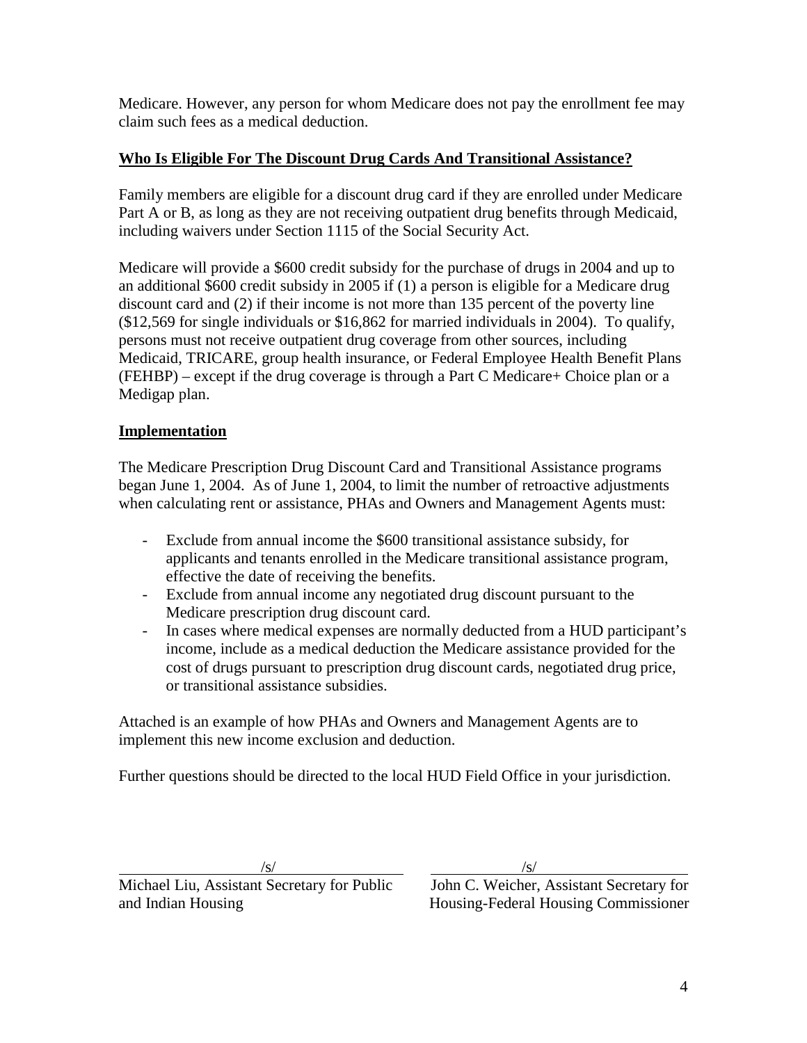Medicare. However, any person for whom Medicare does not pay the enrollment fee may claim such fees as a medical deduction.

**Who Is Eligible For The Discount Drug Cards And Transitional Assistance?**

Family members are eligible for a discount drug card if they are enrolled under Medicare Part A or B, as long as they are not receiving outpatient drug benefits through Medicaid, including waivers under Section 1115 of the Social Security Act.

Medicare will provide a $600 credit subsidy for the purchase of drugs in 2004 and up to an additional $600 credit subsidy in 2005 if (1) a person is eligible for a Medicare drug discount card and (2) if their income is not more than 135 percent of the poverty line ($12,569 for single individuals or $16,862 for married individuals in 2004). To qualify, persons must not receive outpatient drug coverage from other sources, including Medicaid, TRICARE, group health insurance, or Federal Employee Health Benefit Plans (FEHBP) – except if the drug coverage is through a Part C Medicare+ Choice plan or a Medigap plan.

**Implementation**

The Medicare Prescription Drug Discount Card and Transitional Assistance programs began June 1, 2004. As of June 1, 2004, to limit the number of retroactive adjustments when calculating rent or assistance, PHAs and Owners and Management Agents must:

- Exclude from annual income the $600 transitional assistance subsidy, for applicants and tenants enrolled in the Medicare transitional assistance program, effective the date of receiving the benefits.
- Exclude from annual income any negotiated drug discount pursuant to the Medicare prescription drug discount card.
- In cases where medical expenses are normally deducted from a HUD participant's income, include as a medical deduction the Medicare assistance provided for the cost of drugs pursuant to prescription drug discount cards, negotiated drug price, or transitional assistance subsidies.

Attached is an example of how PHAs and Owners and Management Agents are to implement this new income exclusion and deduction.

Further questions should be directed to the local HUD Field Office in your jurisdiction.

/s/
Michael Liu, Assistant Secretary for Public and Indian Housing

/s/
John C. Weicher, Assistant Secretary for Housing-Federal Housing Commissioner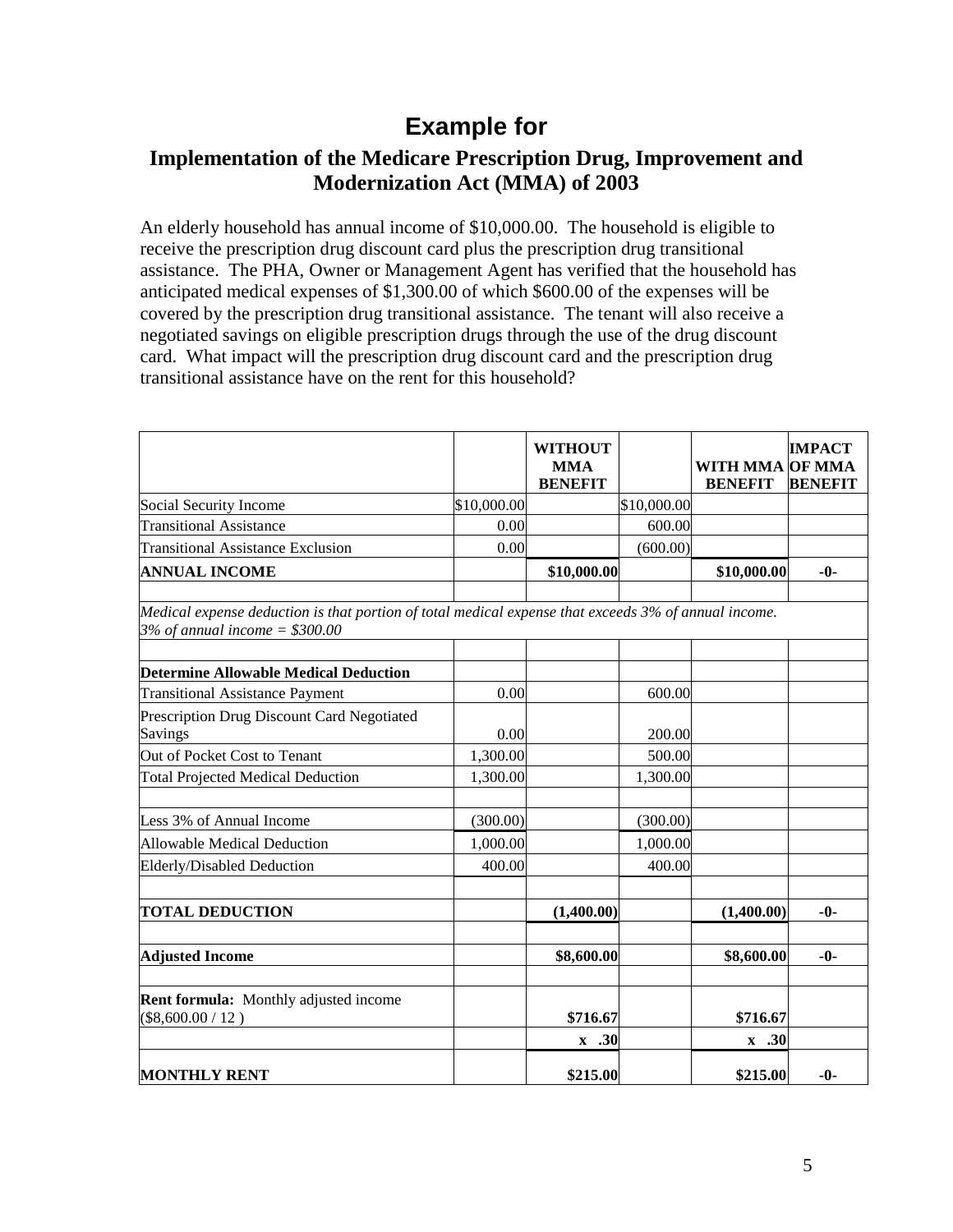# Example for

## Implementation of the Medicare Prescription Drug, Improvement and Modernization Act (MMA) of 2003

An elderly household has annual income of $10,000.00. The household is eligible to receive the prescription drug discount card plus the prescription drug transitional assistance. The PHA, Owner or Management Agent has verified that the household has anticipated medical expenses of $1,300.00 of which $600.00 of the expenses will be covered by the prescription drug transitional assistance. The tenant will also receive a negotiated savings on eligible prescription drugs through the use of the drug discount card. What impact will the prescription drug discount card and the prescription drug transitional assistance have on the rent for this household?

| | | WITHOUT MMA BENEFIT | | WITH MMA BENEFIT | IMPACT OF MMA BENEFIT |
|---|---|---|---|---|---|
| Social Security Income | $10,000.00 | | $10,000.00 | | |
| Transitional Assistance | 0.00 | | 600.00 | | |
| Transitional Assistance Exclusion | 0.00 | | (600.00) | | |
| **ANNUAL INCOME** | | **$10,000.00** | | **$10,000.00** | **-0-** |
| | | | | | |
| *Medical expense deduction is that portion of total medical expense that exceeds 3% of annual income. 3% of annual income = $300.00* | | | | | |
| | | | | | |
| **Determine Allowable Medical Deduction** | | | | | |
| Transitional Assistance Payment | 0.00 | | 600.00 | | |
| Prescription Drug Discount Card Negotiated Savings | 0.00 | | 200.00 | | |
| Out of Pocket Cost to Tenant | 1,300.00 | | 500.00 | | |
| Total Projected Medical Deduction | 1,300.00 | | 1,300.00 | | |
| | | | | | |
| Less 3% of Annual Income | (300.00) | | (300.00) | | |
| Allowable Medical Deduction | 1,000.00 | | 1,000.00 | | |
| Elderly/Disabled Deduction | 400.00 | | 400.00 | | |
| | | | | | |
| **TOTAL DEDUCTION** | | **(1,400.00)** | | **(1,400.00)** | **-0-** |
| | | | | | |
| **Adjusted Income** | | **$8,600.00** | | **$8,600.00** | **-0-** |
| | | | | | |
| **Rent formula:** Monthly adjusted income ($8,600.00 / 12 ) | | **$716.67** | | **$716.67** | |
| | | **x .30** | | **x .30** | |
| **MONTHLY RENT** | | **$215.00** | | **$215.00** | **-0-** |